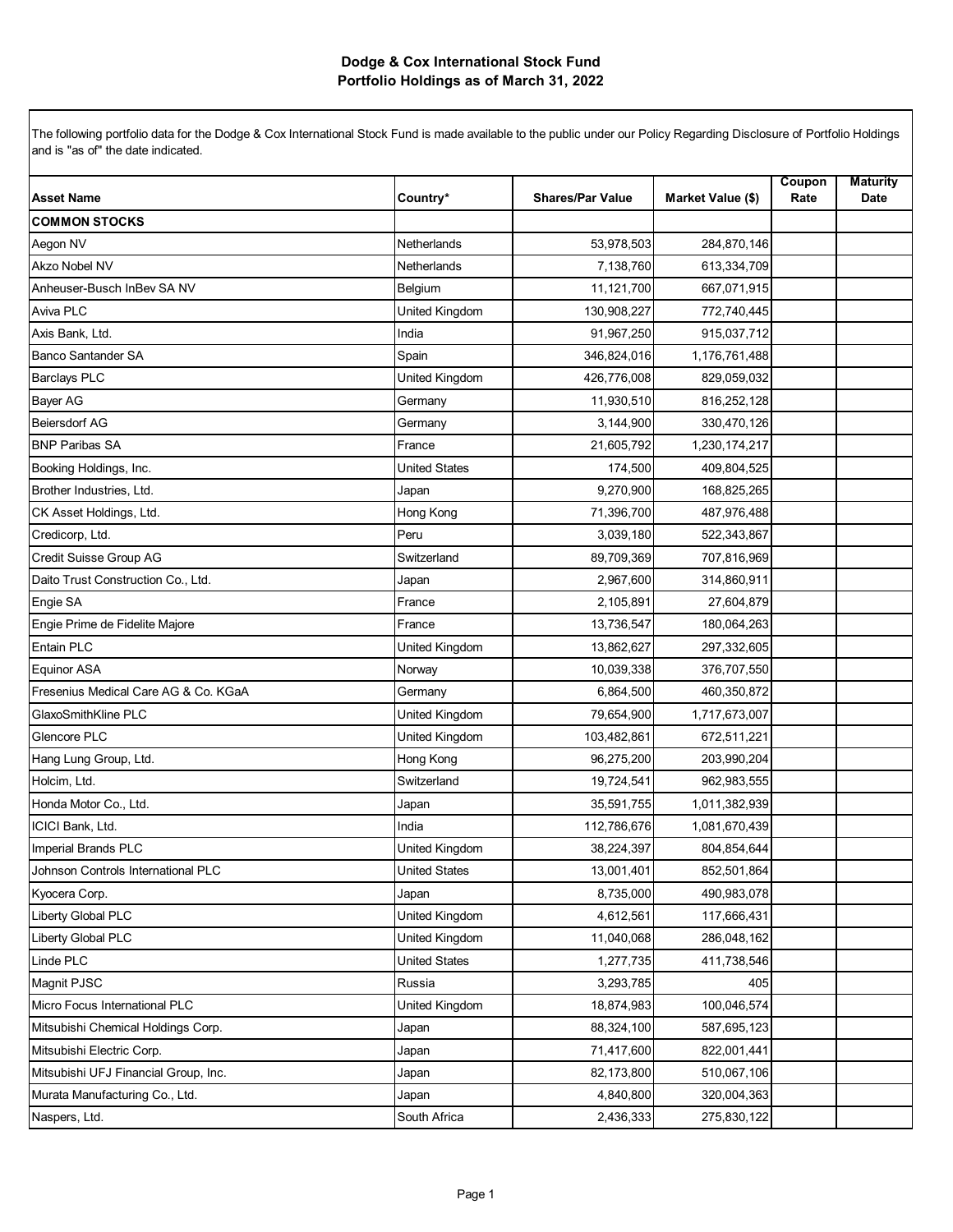# Dodge & Cox International Stock Fund
## Portfolio Holdings as of March 31, 2022

The following portfolio data for the Dodge & Cox International Stock Fund is made available to the public under our Policy Regarding Disclosure of Portfolio Holdings and is "as of" the date indicated.

| Asset Name | Country* | Shares/Par Value | Market Value ($) | Coupon Rate | Maturity Date |
|---|---|---|---|---|---|
| **COMMON STOCKS** | | | | | |
| Aegon NV | Netherlands | 53,978,503 | 284,870,146 | | |
| Akzo Nobel NV | Netherlands | 7,138,760 | 613,334,709 | | |
| Anheuser-Busch InBev SA NV | Belgium | 11,121,700 | 667,071,915 | | |
| Aviva PLC | United Kingdom | 130,908,227 | 772,740,445 | | |
| Axis Bank, Ltd. | India | 91,967,250 | 915,037,712 | | |
| Banco Santander SA | Spain | 346,824,016 | 1,176,761,488 | | |
| Barclays PLC | United Kingdom | 426,776,008 | 829,059,032 | | |
| Bayer AG | Germany | 11,930,510 | 816,252,128 | | |
| Beiersdorf AG | Germany | 3,144,900 | 330,470,126 | | |
| BNP Paribas SA | France | 21,605,792 | 1,230,174,217 | | |
| Booking Holdings, Inc. | United States | 174,500 | 409,804,525 | | |
| Brother Industries, Ltd. | Japan | 9,270,900 | 168,825,265 | | |
| CK Asset Holdings, Ltd. | Hong Kong | 71,396,700 | 487,976,488 | | |
| Credicorp, Ltd. | Peru | 3,039,180 | 522,343,867 | | |
| Credit Suisse Group AG | Switzerland | 89,709,369 | 707,816,969 | | |
| Daito Trust Construction Co., Ltd. | Japan | 2,967,600 | 314,860,911 | | |
| Engie SA | France | 2,105,891 | 27,604,879 | | |
| Engie Prime de Fidelite Majore | France | 13,736,547 | 180,064,263 | | |
| Entain PLC | United Kingdom | 13,862,627 | 297,332,605 | | |
| Equinor ASA | Norway | 10,039,338 | 376,707,550 | | |
| Fresenius Medical Care AG & Co. KGaA | Germany | 6,864,500 | 460,350,872 | | |
| GlaxoSmithKline PLC | United Kingdom | 79,654,900 | 1,717,673,007 | | |
| Glencore PLC | United Kingdom | 103,482,861 | 672,511,221 | | |
| Hang Lung Group, Ltd. | Hong Kong | 96,275,200 | 203,990,204 | | |
| Holcim, Ltd. | Switzerland | 19,724,541 | 962,983,555 | | |
| Honda Motor Co., Ltd. | Japan | 35,591,755 | 1,011,382,939 | | |
| ICICI Bank, Ltd. | India | 112,786,676 | 1,081,670,439 | | |
| Imperial Brands PLC | United Kingdom | 38,224,397 | 804,854,644 | | |
| Johnson Controls International PLC | United States | 13,001,401 | 852,501,864 | | |
| Kyocera Corp. | Japan | 8,735,000 | 490,983,078 | | |
| Liberty Global PLC | United Kingdom | 4,612,561 | 117,666,431 | | |
| Liberty Global PLC | United Kingdom | 11,040,068 | 286,048,162 | | |
| Linde PLC | United States | 1,277,735 | 411,738,546 | | |
| Magnit PJSC | Russia | 3,293,785 | 405 | | |
| Micro Focus International PLC | United Kingdom | 18,874,983 | 100,046,574 | | |
| Mitsubishi Chemical Holdings Corp. | Japan | 88,324,100 | 587,695,123 | | |
| Mitsubishi Electric Corp. | Japan | 71,417,600 | 822,001,441 | | |
| Mitsubishi UFJ Financial Group, Inc. | Japan | 82,173,800 | 510,067,106 | | |
| Murata Manufacturing Co., Ltd. | Japan | 4,840,800 | 320,004,363 | | |
| Naspers, Ltd. | South Africa | 2,436,333 | 275,830,122 | | |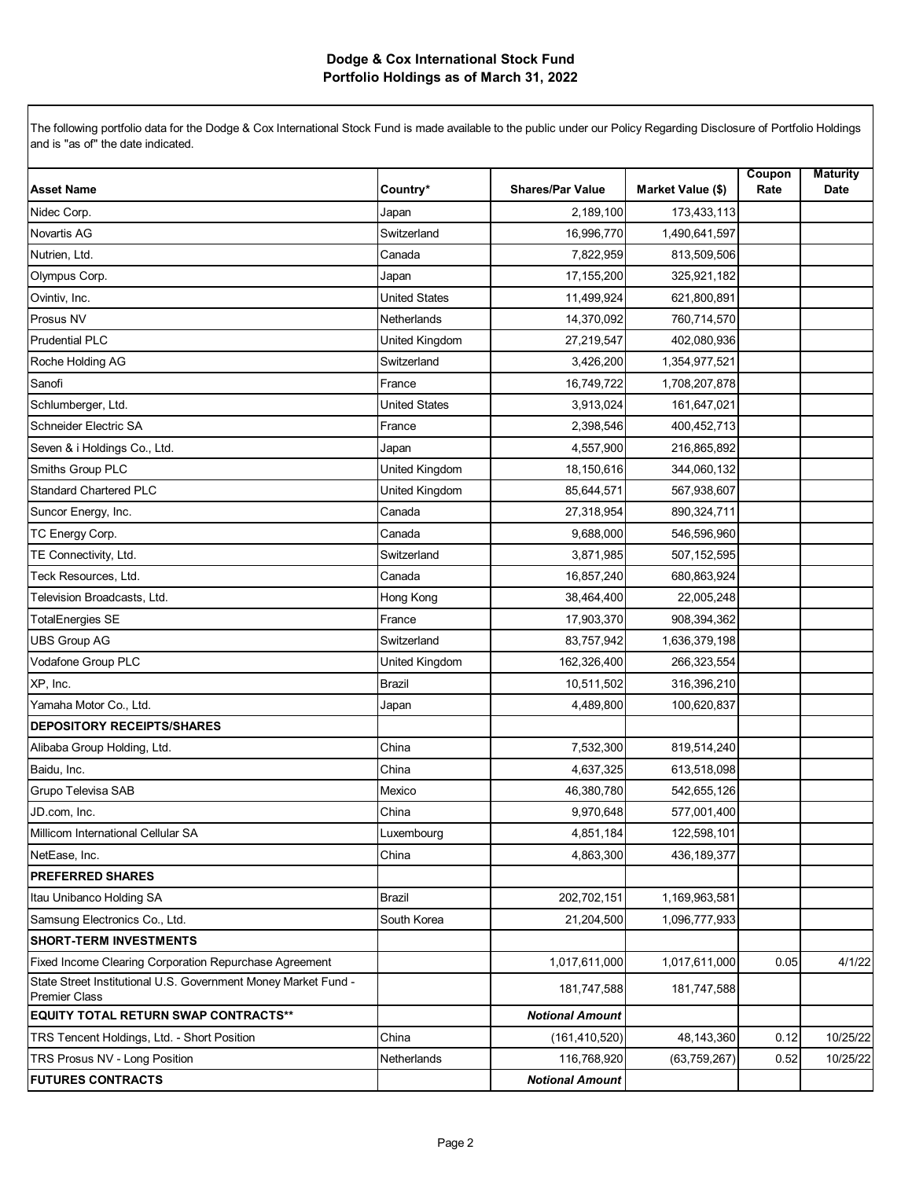## Dodge & Cox International Stock Fund
## Portfolio Holdings as of March 31, 2022

The following portfolio data for the Dodge & Cox International Stock Fund is made available to the public under our Policy Regarding Disclosure of Portfolio Holdings and is "as of" the date indicated.

| Asset Name | Country* | Shares/Par Value | Market Value ($) | Coupon Rate | Maturity Date |
|---|---|---|---|---|---|
| Nidec Corp. | Japan | 2,189,100 | 173,433,113 | | |
| Novartis AG | Switzerland | 16,996,770 | 1,490,641,597 | | |
| Nutrien, Ltd. | Canada | 7,822,959 | 813,509,506 | | |
| Olympus Corp. | Japan | 17,155,200 | 325,921,182 | | |
| Ovintiv, Inc. | United States | 11,499,924 | 621,800,891 | | |
| Prosus NV | Netherlands | 14,370,092 | 760,714,570 | | |
| Prudential PLC | United Kingdom | 27,219,547 | 402,080,936 | | |
| Roche Holding AG | Switzerland | 3,426,200 | 1,354,977,521 | | |
| Sanofi | France | 16,749,722 | 1,708,207,878 | | |
| Schlumberger, Ltd. | United States | 3,913,024 | 161,647,021 | | |
| Schneider Electric SA | France | 2,398,546 | 400,452,713 | | |
| Seven & i Holdings Co., Ltd. | Japan | 4,557,900 | 216,865,892 | | |
| Smiths Group PLC | United Kingdom | 18,150,616 | 344,060,132 | | |
| Standard Chartered PLC | United Kingdom | 85,644,571 | 567,938,607 | | |
| Suncor Energy, Inc. | Canada | 27,318,954 | 890,324,711 | | |
| TC Energy Corp. | Canada | 9,688,000 | 546,596,960 | | |
| TE Connectivity, Ltd. | Switzerland | 3,871,985 | 507,152,595 | | |
| Teck Resources, Ltd. | Canada | 16,857,240 | 680,863,924 | | |
| Television Broadcasts, Ltd. | Hong Kong | 38,464,400 | 22,005,248 | | |
| TotalEnergies SE | France | 17,903,370 | 908,394,362 | | |
| UBS Group AG | Switzerland | 83,757,942 | 1,636,379,198 | | |
| Vodafone Group PLC | United Kingdom | 162,326,400 | 266,323,554 | | |
| XP, Inc. | Brazil | 10,511,502 | 316,396,210 | | |
| Yamaha Motor Co., Ltd. | Japan | 4,489,800 | 100,620,837 | | |
| **DEPOSITORY RECEIPTS/SHARES** | | | | | |
| Alibaba Group Holding, Ltd. | China | 7,532,300 | 819,514,240 | | |
| Baidu, Inc. | China | 4,637,325 | 613,518,098 | | |
| Grupo Televisa SAB | Mexico | 46,380,780 | 542,655,126 | | |
| JD.com, Inc. | China | 9,970,648 | 577,001,400 | | |
| Millicom International Cellular SA | Luxembourg | 4,851,184 | 122,598,101 | | |
| NetEase, Inc. | China | 4,863,300 | 436,189,377 | | |
| **PREFERRED SHARES** | | | | | |
| Itau Unibanco Holding SA | Brazil | 202,702,151 | 1,169,963,581 | | |
| Samsung Electronics Co., Ltd. | South Korea | 21,204,500 | 1,096,777,933 | | |
| **SHORT-TERM INVESTMENTS** | | | | | |
| Fixed Income Clearing Corporation Repurchase Agreement | | 1,017,611,000 | 1,017,611,000 | 0.05 | 4/1/22 |
| State Street Institutional U.S. Government Money Market Fund - Premier Class | | 181,747,588 | 181,747,588 | | |
| **EQUITY TOTAL RETURN SWAP CONTRACTS**** | | ***Notional Amount*** | | | |
| TRS Tencent Holdings, Ltd. - Short Position | China | (161,410,520) | 48,143,360 | 0.12 | 10/25/22 |
| TRS Prosus NV - Long Position | Netherlands | 116,768,920 | (63,759,267) | 0.52 | 10/25/22 |
| **FUTURES CONTRACTS** | | ***Notional Amount*** | | | |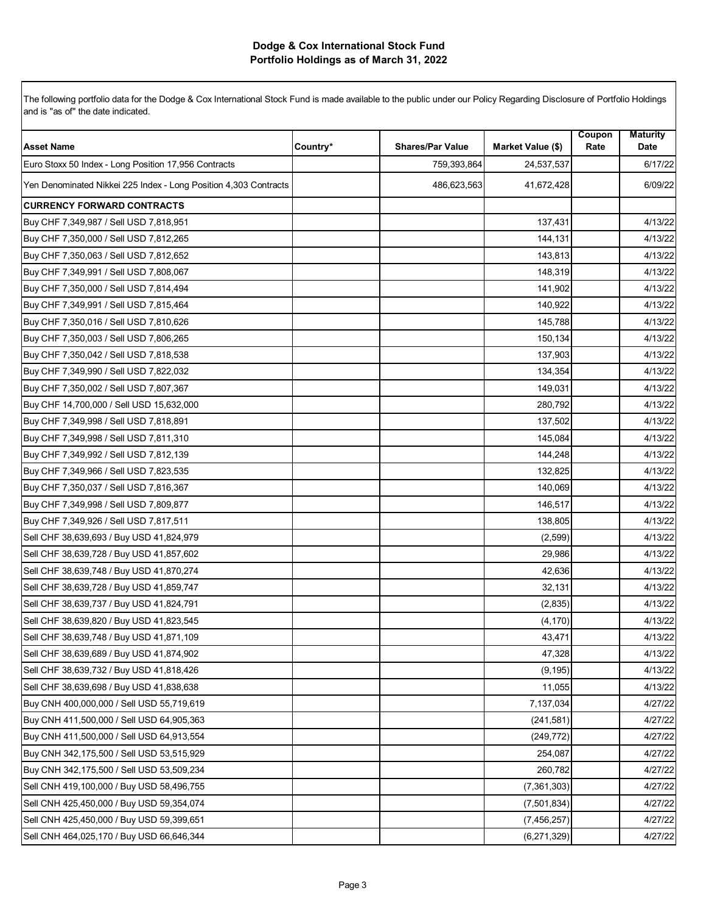**Dodge & Cox International Stock Fund**
**Portfolio Holdings as of March 31, 2022**

The following portfolio data for the Dodge & Cox International Stock Fund is made available to the public under our Policy Regarding Disclosure of Portfolio Holdings and is "as of" the date indicated.

| Asset Name | Country* | Shares/Par Value | Market Value ($) | Coupon Rate | Maturity Date |
|---|---|---|---|---|---|
| Euro Stoxx 50 Index - Long Position 17,956 Contracts | | 759,393,864 | 24,537,537 | | 6/17/22 |
| Yen Denominated Nikkei 225 Index - Long Position 4,303 Contracts | | 486,623,563 | 41,672,428 | | 6/09/22 |
| **CURRENCY FORWARD CONTRACTS** | | | | | |
| Buy CHF 7,349,987 / Sell USD 7,818,951 | | | 137,431 | | 4/13/22 |
| Buy CHF 7,350,000 / Sell USD 7,812,265 | | | 144,131 | | 4/13/22 |
| Buy CHF 7,350,063 / Sell USD 7,812,652 | | | 143,813 | | 4/13/22 |
| Buy CHF 7,349,991 / Sell USD 7,808,067 | | | 148,319 | | 4/13/22 |
| Buy CHF 7,350,000 / Sell USD 7,814,494 | | | 141,902 | | 4/13/22 |
| Buy CHF 7,349,991 / Sell USD 7,815,464 | | | 140,922 | | 4/13/22 |
| Buy CHF 7,350,016 / Sell USD 7,810,626 | | | 145,788 | | 4/13/22 |
| Buy CHF 7,350,003 / Sell USD 7,806,265 | | | 150,134 | | 4/13/22 |
| Buy CHF 7,350,042 / Sell USD 7,818,538 | | | 137,903 | | 4/13/22 |
| Buy CHF 7,349,990 / Sell USD 7,822,032 | | | 134,354 | | 4/13/22 |
| Buy CHF 7,350,002 / Sell USD 7,807,367 | | | 149,031 | | 4/13/22 |
| Buy CHF 14,700,000 / Sell USD 15,632,000 | | | 280,792 | | 4/13/22 |
| Buy CHF 7,349,998 / Sell USD 7,818,891 | | | 137,502 | | 4/13/22 |
| Buy CHF 7,349,998 / Sell USD 7,811,310 | | | 145,084 | | 4/13/22 |
| Buy CHF 7,349,992 / Sell USD 7,812,139 | | | 144,248 | | 4/13/22 |
| Buy CHF 7,349,966 / Sell USD 7,823,535 | | | 132,825 | | 4/13/22 |
| Buy CHF 7,350,037 / Sell USD 7,816,367 | | | 140,069 | | 4/13/22 |
| Buy CHF 7,349,998 / Sell USD 7,809,877 | | | 146,517 | | 4/13/22 |
| Buy CHF 7,349,926 / Sell USD 7,817,511 | | | 138,805 | | 4/13/22 |
| Sell CHF 38,639,693 / Buy USD 41,824,979 | | | (2,599) | | 4/13/22 |
| Sell CHF 38,639,728 / Buy USD 41,857,602 | | | 29,986 | | 4/13/22 |
| Sell CHF 38,639,748 / Buy USD 41,870,274 | | | 42,636 | | 4/13/22 |
| Sell CHF 38,639,728 / Buy USD 41,859,747 | | | 32,131 | | 4/13/22 |
| Sell CHF 38,639,737 / Buy USD 41,824,791 | | | (2,835) | | 4/13/22 |
| Sell CHF 38,639,820 / Buy USD 41,823,545 | | | (4,170) | | 4/13/22 |
| Sell CHF 38,639,748 / Buy USD 41,871,109 | | | 43,471 | | 4/13/22 |
| Sell CHF 38,639,689 / Buy USD 41,874,902 | | | 47,328 | | 4/13/22 |
| Sell CHF 38,639,732 / Buy USD 41,818,426 | | | (9,195) | | 4/13/22 |
| Sell CHF 38,639,698 / Buy USD 41,838,638 | | | 11,055 | | 4/13/22 |
| Buy CNH 400,000,000 / Sell USD 55,719,619 | | | 7,137,034 | | 4/27/22 |
| Buy CNH 411,500,000 / Sell USD 64,905,363 | | | (241,581) | | 4/27/22 |
| Buy CNH 411,500,000 / Sell USD 64,913,554 | | | (249,772) | | 4/27/22 |
| Buy CNH 342,175,500 / Sell USD 53,515,929 | | | 254,087 | | 4/27/22 |
| Buy CNH 342,175,500 / Sell USD 53,509,234 | | | 260,782 | | 4/27/22 |
| Sell CNH 419,100,000 / Buy USD 58,496,755 | | | (7,361,303) | | 4/27/22 |
| Sell CNH 425,450,000 / Buy USD 59,354,074 | | | (7,501,834) | | 4/27/22 |
| Sell CNH 425,450,000 / Buy USD 59,399,651 | | | (7,456,257) | | 4/27/22 |
| Sell CNH 464,025,170 / Buy USD 66,646,344 | | | (6,271,329) | | 4/27/22 |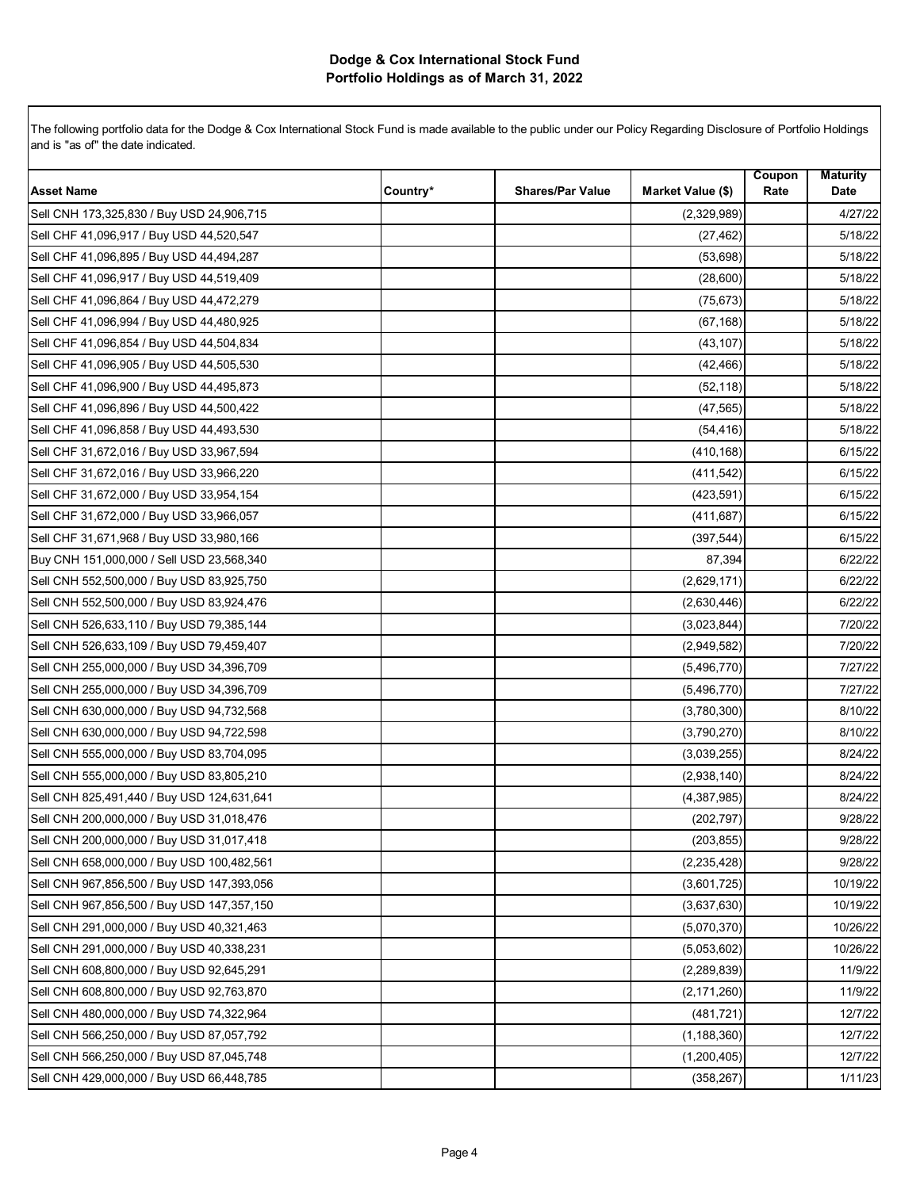# Dodge & Cox International Stock Fund
## Portfolio Holdings as of March 31, 2022

The following portfolio data for the Dodge & Cox International Stock Fund is made available to the public under our Policy Regarding Disclosure of Portfolio Holdings and is "as of" the date indicated.

| Asset Name | Country* | Shares/Par Value | Market Value ($) | Coupon Rate | Maturity Date |
|---|---|---|---|---|---|
| Sell CNH 173,325,830 / Buy USD 24,906,715 | | | (2,329,989) | | 4/27/22 |
| Sell CHF 41,096,917 / Buy USD 44,520,547 | | | (27,462) | | 5/18/22 |
| Sell CHF 41,096,895 / Buy USD 44,494,287 | | | (53,698) | | 5/18/22 |
| Sell CHF 41,096,917 / Buy USD 44,519,409 | | | (28,600) | | 5/18/22 |
| Sell CHF 41,096,864 / Buy USD 44,472,279 | | | (75,673) | | 5/18/22 |
| Sell CHF 41,096,994 / Buy USD 44,480,925 | | | (67,168) | | 5/18/22 |
| Sell CHF 41,096,854 / Buy USD 44,504,834 | | | (43,107) | | 5/18/22 |
| Sell CHF 41,096,905 / Buy USD 44,505,530 | | | (42,466) | | 5/18/22 |
| Sell CHF 41,096,900 / Buy USD 44,495,873 | | | (52,118) | | 5/18/22 |
| Sell CHF 41,096,896 / Buy USD 44,500,422 | | | (47,565) | | 5/18/22 |
| Sell CHF 41,096,858 / Buy USD 44,493,530 | | | (54,416) | | 5/18/22 |
| Sell CHF 31,672,016 / Buy USD 33,967,594 | | | (410,168) | | 6/15/22 |
| Sell CHF 31,672,016 / Buy USD 33,966,220 | | | (411,542) | | 6/15/22 |
| Sell CHF 31,672,000 / Buy USD 33,954,154 | | | (423,591) | | 6/15/22 |
| Sell CHF 31,672,000 / Buy USD 33,966,057 | | | (411,687) | | 6/15/22 |
| Sell CHF 31,671,968 / Buy USD 33,980,166 | | | (397,544) | | 6/15/22 |
| Buy CNH 151,000,000 / Sell USD 23,568,340 | | | 87,394 | | 6/22/22 |
| Sell CNH 552,500,000 / Buy USD 83,925,750 | | | (2,629,171) | | 6/22/22 |
| Sell CNH 552,500,000 / Buy USD 83,924,476 | | | (2,630,446) | | 6/22/22 |
| Sell CNH 526,633,110 / Buy USD 79,385,144 | | | (3,023,844) | | 7/20/22 |
| Sell CNH 526,633,109 / Buy USD 79,459,407 | | | (2,949,582) | | 7/20/22 |
| Sell CNH 255,000,000 / Buy USD 34,396,709 | | | (5,496,770) | | 7/27/22 |
| Sell CNH 255,000,000 / Buy USD 34,396,709 | | | (5,496,770) | | 7/27/22 |
| Sell CNH 630,000,000 / Buy USD 94,732,568 | | | (3,780,300) | | 8/10/22 |
| Sell CNH 630,000,000 / Buy USD 94,722,598 | | | (3,790,270) | | 8/10/22 |
| Sell CNH 555,000,000 / Buy USD 83,704,095 | | | (3,039,255) | | 8/24/22 |
| Sell CNH 555,000,000 / Buy USD 83,805,210 | | | (2,938,140) | | 8/24/22 |
| Sell CNH 825,491,440 / Buy USD 124,631,641 | | | (4,387,985) | | 8/24/22 |
| Sell CNH 200,000,000 / Buy USD 31,018,476 | | | (202,797) | | 9/28/22 |
| Sell CNH 200,000,000 / Buy USD 31,017,418 | | | (203,855) | | 9/28/22 |
| Sell CNH 658,000,000 / Buy USD 100,482,561 | | | (2,235,428) | | 9/28/22 |
| Sell CNH 967,856,500 / Buy USD 147,393,056 | | | (3,601,725) | | 10/19/22 |
| Sell CNH 967,856,500 / Buy USD 147,357,150 | | | (3,637,630) | | 10/19/22 |
| Sell CNH 291,000,000 / Buy USD 40,321,463 | | | (5,070,370) | | 10/26/22 |
| Sell CNH 291,000,000 / Buy USD 40,338,231 | | | (5,053,602) | | 10/26/22 |
| Sell CNH 608,800,000 / Buy USD 92,645,291 | | | (2,289,839) | | 11/9/22 |
| Sell CNH 608,800,000 / Buy USD 92,763,870 | | | (2,171,260) | | 11/9/22 |
| Sell CNH 480,000,000 / Buy USD 74,322,964 | | | (481,721) | | 12/7/22 |
| Sell CNH 566,250,000 / Buy USD 87,057,792 | | | (1,188,360) | | 12/7/22 |
| Sell CNH 566,250,000 / Buy USD 87,045,748 | | | (1,200,405) | | 12/7/22 |
| Sell CNH 429,000,000 / Buy USD 66,448,785 | | | (358,267) | | 1/11/23 |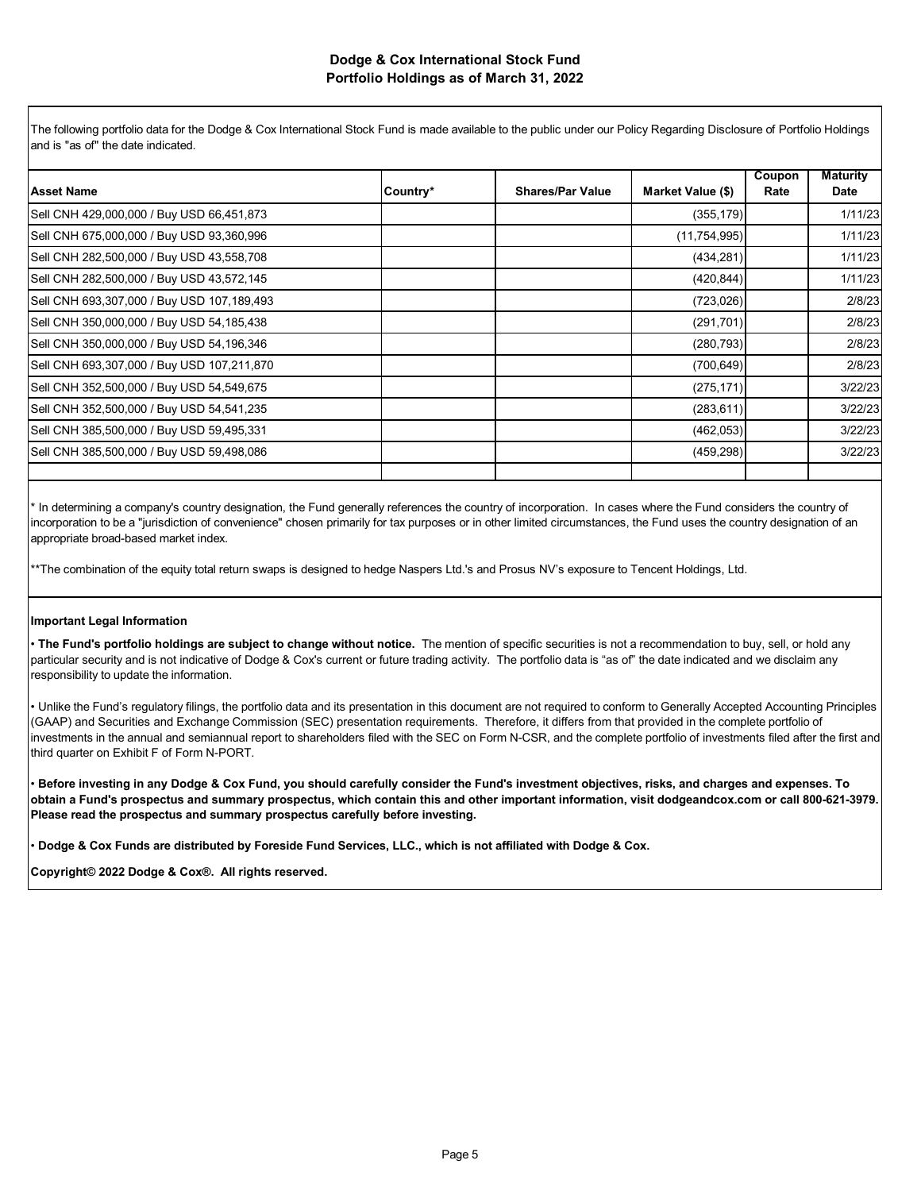# Dodge & Cox International Stock Fund
## Portfolio Holdings as of March 31, 2022

The following portfolio data for the Dodge & Cox International Stock Fund is made available to the public under our Policy Regarding Disclosure of Portfolio Holdings and is "as of" the date indicated.

| Asset Name | Country* | Shares/Par Value | Market Value ($) | Coupon Rate | Maturity Date |
|---|---|---|---|---|---|
| Sell CNH 429,000,000 / Buy USD 66,451,873 | | | (355,179) | | 1/11/23 |
| Sell CNH 675,000,000 / Buy USD 93,360,996 | | | (11,754,995) | | 1/11/23 |
| Sell CNH 282,500,000 / Buy USD 43,558,708 | | | (434,281) | | 1/11/23 |
| Sell CNH 282,500,000 / Buy USD 43,572,145 | | | (420,844) | | 1/11/23 |
| Sell CNH 693,307,000 / Buy USD 107,189,493 | | | (723,026) | | 2/8/23 |
| Sell CNH 350,000,000 / Buy USD 54,185,438 | | | (291,701) | | 2/8/23 |
| Sell CNH 350,000,000 / Buy USD 54,196,346 | | | (280,793) | | 2/8/23 |
| Sell CNH 693,307,000 / Buy USD 107,211,870 | | | (700,649) | | 2/8/23 |
| Sell CNH 352,500,000 / Buy USD 54,549,675 | | | (275,171) | | 3/22/23 |
| Sell CNH 352,500,000 / Buy USD 54,541,235 | | | (283,611) | | 3/22/23 |
| Sell CNH 385,500,000 / Buy USD 59,495,331 | | | (462,053) | | 3/22/23 |
| Sell CNH 385,500,000 / Buy USD 59,498,086 | | | (459,298) | | 3/22/23 |
| | | | | | |

* In determining a company's country designation, the Fund generally references the country of incorporation. In cases where the Fund considers the country of incorporation to be a "jurisdiction of convenience" chosen primarily for tax purposes or in other limited circumstances, the Fund uses the country designation of an appropriate broad-based market index.

**The combination of the equity total return swaps is designed to hedge Naspers Ltd.'s and Prosus NV's exposure to Tencent Holdings, Ltd.

**Important Legal Information**

• **The Fund's portfolio holdings are subject to change without notice.** The mention of specific securities is not a recommendation to buy, sell, or hold any particular security and is not indicative of Dodge & Cox's current or future trading activity. The portfolio data is "as of" the date indicated and we disclaim any responsibility to update the information.

• Unlike the Fund's regulatory filings, the portfolio data and its presentation in this document are not required to conform to Generally Accepted Accounting Principles (GAAP) and Securities and Exchange Commission (SEC) presentation requirements. Therefore, it differs from that provided in the complete portfolio of investments in the annual and semiannual report to shareholders filed with the SEC on Form N-CSR, and the complete portfolio of investments filed after the first and third quarter on Exhibit F of Form N-PORT.

• **Before investing in any Dodge & Cox Fund, you should carefully consider the Fund's investment objectives, risks, and charges and expenses. To obtain a Fund's prospectus and summary prospectus, which contain this and other important information, visit dodgeandcox.com or call 800-621-3979. Please read the prospectus and summary prospectus carefully before investing.**

• **Dodge & Cox Funds are distributed by Foreside Fund Services, LLC., which is not affiliated with Dodge & Cox.**

**Copyright© 2022 Dodge & Cox®. All rights reserved.**